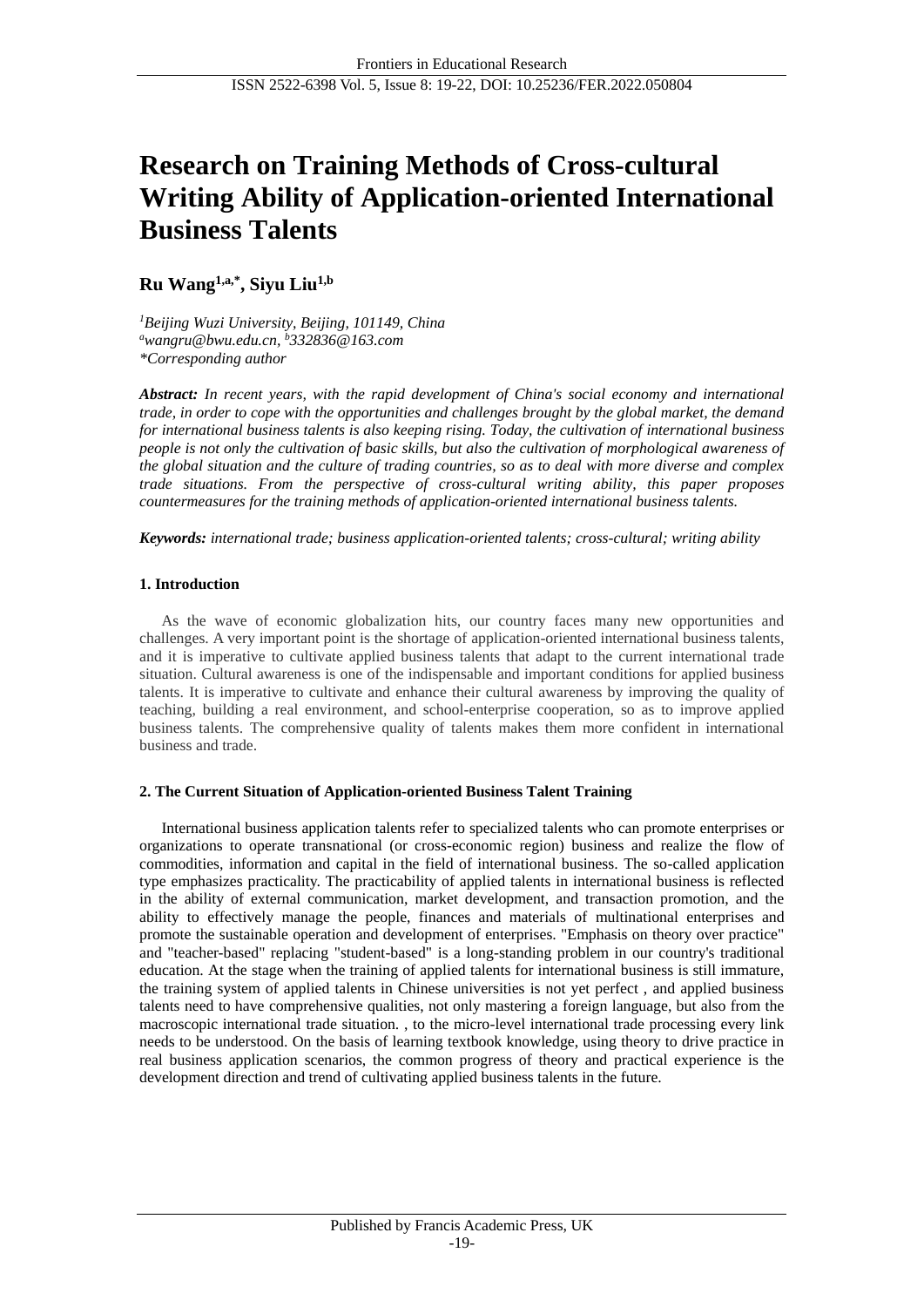# Research on Training Methods of Cross-cultural Writing Ability of Application-oriented International Business Talents

**Ru Wang[1,a,*], Siyu Liu[1,b]**

*[1]Beijing Wuzi University, Beijing, 101149, China*
*[a]wangru@bwu.edu.cn, [b]332836@163.com*
*\*Corresponding author*

***Abstract:*** *In recent years, with the rapid development of China's social economy and international trade, in order to cope with the opportunities and challenges brought by the global market, the demand for international business talents is also keeping rising. Today, the cultivation of international business people is not only the cultivation of basic skills, but also the cultivation of morphological awareness of the global situation and the culture of trading countries, so as to deal with more diverse and complex trade situations. From the perspective of cross-cultural writing ability, this paper proposes countermeasures for the training methods of application-oriented international business talents.*

***Keywords:*** *international trade; business application-oriented talents; cross-cultural; writing ability*

## 1. Introduction

As the wave of economic globalization hits, our country faces many new opportunities and challenges. A very important point is the shortage of application-oriented international business talents, and it is imperative to cultivate applied business talents that adapt to the current international trade situation. Cultural awareness is one of the indispensable and important conditions for applied business talents. It is imperative to cultivate and enhance their cultural awareness by improving the quality of teaching, building a real environment, and school-enterprise cooperation, so as to improve applied business talents. The comprehensive quality of talents makes them more confident in international business and trade.

## 2. The Current Situation of Application-oriented Business Talent Training

International business application talents refer to specialized talents who can promote enterprises or organizations to operate transnational (or cross-economic region) business and realize the flow of commodities, information and capital in the field of international business. The so-called application type emphasizes practicality. The practicability of applied talents in international business is reflected in the ability of external communication, market development, and transaction promotion, and the ability to effectively manage the people, finances and materials of multinational enterprises and promote the sustainable operation and development of enterprises. "Emphasis on theory over practice" and "teacher-based" replacing "student-based" is a long-standing problem in our country's traditional education. At the stage when the training of applied talents for international business is still immature, the training system of applied talents in Chinese universities is not yet perfect , and applied business talents need to have comprehensive qualities, not only mastering a foreign language, but also from the macroscopic international trade situation. , to the micro-level international trade processing every link needs to be understood. On the basis of learning textbook knowledge, using theory to drive practice in real business application scenarios, the common progress of theory and practical experience is the development direction and trend of cultivating applied business talents in the future.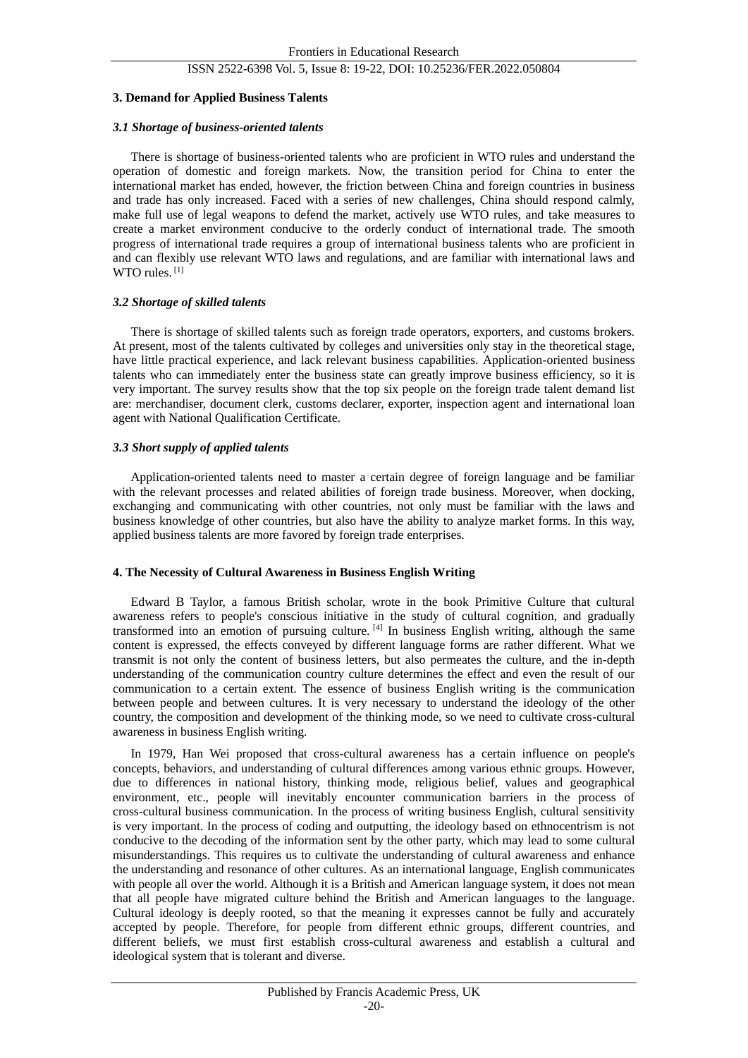## 3. Demand for Applied Business Talents

### *3.1 Shortage of business-oriented talents*

There is shortage of business-oriented talents who are proficient in WTO rules and understand the operation of domestic and foreign markets. Now, the transition period for China to enter the international market has ended, however, the friction between China and foreign countries in business and trade has only increased. Faced with a series of new challenges, China should respond calmly, make full use of legal weapons to defend the market, actively use WTO rules, and take measures to create a market environment conducive to the orderly conduct of international trade. The smooth progress of international trade requires a group of international business talents who are proficient in and can flexibly use relevant WTO laws and regulations, and are familiar with international laws and WTO rules. [1]

### *3.2 Shortage of skilled talents*

There is shortage of skilled talents such as foreign trade operators, exporters, and customs brokers. At present, most of the talents cultivated by colleges and universities only stay in the theoretical stage, have little practical experience, and lack relevant business capabilities. Application-oriented business talents who can immediately enter the business state can greatly improve business efficiency, so it is very important. The survey results show that the top six people on the foreign trade talent demand list are: merchandiser, document clerk, customs declarer, exporter, inspection agent and international loan agent with National Qualification Certificate.

### *3.3 Short supply of applied talents*

Application-oriented talents need to master a certain degree of foreign language and be familiar with the relevant processes and related abilities of foreign trade business. Moreover, when docking, exchanging and communicating with other countries, not only must be familiar with the laws and business knowledge of other countries, but also have the ability to analyze market forms. In this way, applied business talents are more favored by foreign trade enterprises.

## 4. The Necessity of Cultural Awareness in Business English Writing

Edward B Taylor, a famous British scholar, wrote in the book Primitive Culture that cultural awareness refers to people's conscious initiative in the study of cultural cognition, and gradually transformed into an emotion of pursuing culture. [4] In business English writing, although the same content is expressed, the effects conveyed by different language forms are rather different. What we transmit is not only the content of business letters, but also permeates the culture, and the in-depth understanding of the communication country culture determines the effect and even the result of our communication to a certain extent. The essence of business English writing is the communication between people and between cultures. It is very necessary to understand the ideology of the other country, the composition and development of the thinking mode, so we need to cultivate cross-cultural awareness in business English writing.

In 1979, Han Wei proposed that cross-cultural awareness has a certain influence on people's concepts, behaviors, and understanding of cultural differences among various ethnic groups. However, due to differences in national history, thinking mode, religious belief, values and geographical environment, etc., people will inevitably encounter communication barriers in the process of cross-cultural business communication. In the process of writing business English, cultural sensitivity is very important. In the process of coding and outputting, the ideology based on ethnocentrism is not conducive to the decoding of the information sent by the other party, which may lead to some cultural misunderstandings. This requires us to cultivate the understanding of cultural awareness and enhance the understanding and resonance of other cultures. As an international language, English communicates with people all over the world. Although it is a British and American language system, it does not mean that all people have migrated culture behind the British and American languages to the language. Cultural ideology is deeply rooted, so that the meaning it expresses cannot be fully and accurately accepted by people. Therefore, for people from different ethnic groups, different countries, and different beliefs, we must first establish cross-cultural awareness and establish a cultural and ideological system that is tolerant and diverse.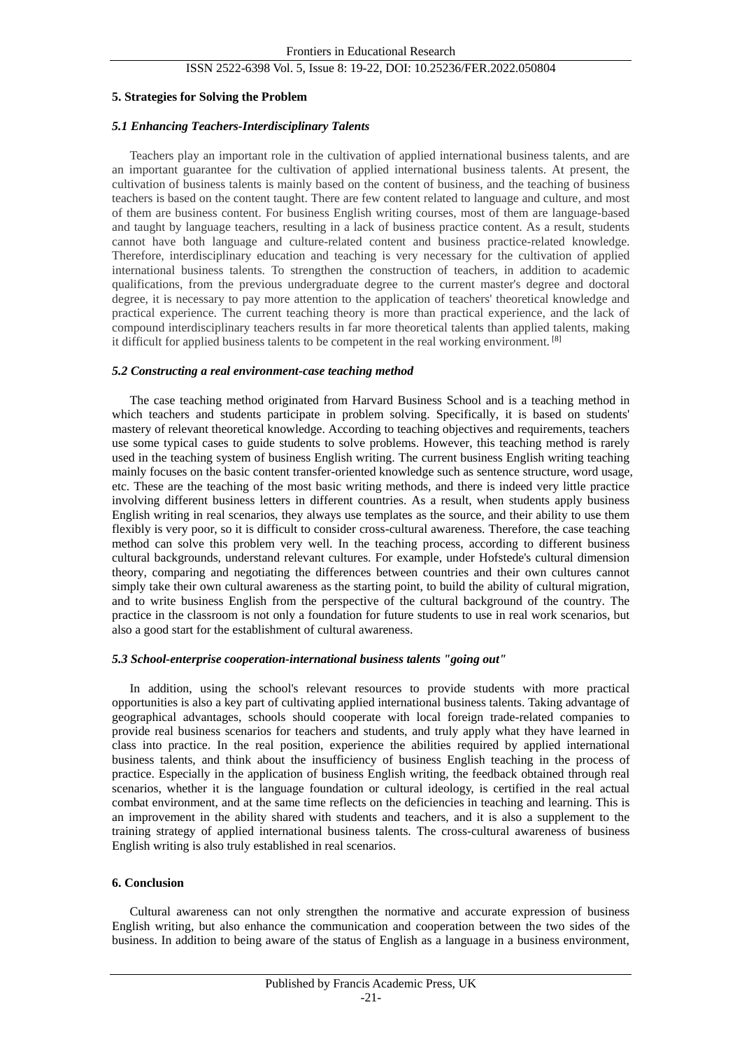## 5. Strategies for Solving the Problem

### *5.1 Enhancing Teachers-Interdisciplinary Talents*

Teachers play an important role in the cultivation of applied international business talents, and are an important guarantee for the cultivation of applied international business talents. At present, the cultivation of business talents is mainly based on the content of business, and the teaching of business teachers is based on the content taught. There are few content related to language and culture, and most of them are business content. For business English writing courses, most of them are language-based and taught by language teachers, resulting in a lack of business practice content. As a result, students cannot have both language and culture-related content and business practice-related knowledge. Therefore, interdisciplinary education and teaching is very necessary for the cultivation of applied international business talents. To strengthen the construction of teachers, in addition to academic qualifications, from the previous undergraduate degree to the current master's degree and doctoral degree, it is necessary to pay more attention to the application of teachers' theoretical knowledge and practical experience. The current teaching theory is more than practical experience, and the lack of compound interdisciplinary teachers results in far more theoretical talents than applied talents, making it difficult for applied business talents to be competent in the real working environment. [8]

### *5.2 Constructing a real environment-case teaching method*

The case teaching method originated from Harvard Business School and is a teaching method in which teachers and students participate in problem solving. Specifically, it is based on students' mastery of relevant theoretical knowledge. According to teaching objectives and requirements, teachers use some typical cases to guide students to solve problems. However, this teaching method is rarely used in the teaching system of business English writing. The current business English writing teaching mainly focuses on the basic content transfer-oriented knowledge such as sentence structure, word usage, etc. These are the teaching of the most basic writing methods, and there is indeed very little practice involving different business letters in different countries. As a result, when students apply business English writing in real scenarios, they always use templates as the source, and their ability to use them flexibly is very poor, so it is difficult to consider cross-cultural awareness. Therefore, the case teaching method can solve this problem very well. In the teaching process, according to different business cultural backgrounds, understand relevant cultures. For example, under Hofstede's cultural dimension theory, comparing and negotiating the differences between countries and their own cultures cannot simply take their own cultural awareness as the starting point, to build the ability of cultural migration, and to write business English from the perspective of the cultural background of the country. The practice in the classroom is not only a foundation for future students to use in real work scenarios, but also a good start for the establishment of cultural awareness.

### *5.3 School-enterprise cooperation-international business talents "going out"*

In addition, using the school's relevant resources to provide students with more practical opportunities is also a key part of cultivating applied international business talents. Taking advantage of geographical advantages, schools should cooperate with local foreign trade-related companies to provide real business scenarios for teachers and students, and truly apply what they have learned in class into practice. In the real position, experience the abilities required by applied international business talents, and think about the insufficiency of business English teaching in the process of practice. Especially in the application of business English writing, the feedback obtained through real scenarios, whether it is the language foundation or cultural ideology, is certified in the real actual combat environment, and at the same time reflects on the deficiencies in teaching and learning. This is an improvement in the ability shared with students and teachers, and it is also a supplement to the training strategy of applied international business talents. The cross-cultural awareness of business English writing is also truly established in real scenarios.

## 6. Conclusion

Cultural awareness can not only strengthen the normative and accurate expression of business English writing, but also enhance the communication and cooperation between the two sides of the business. In addition to being aware of the status of English as a language in a business environment,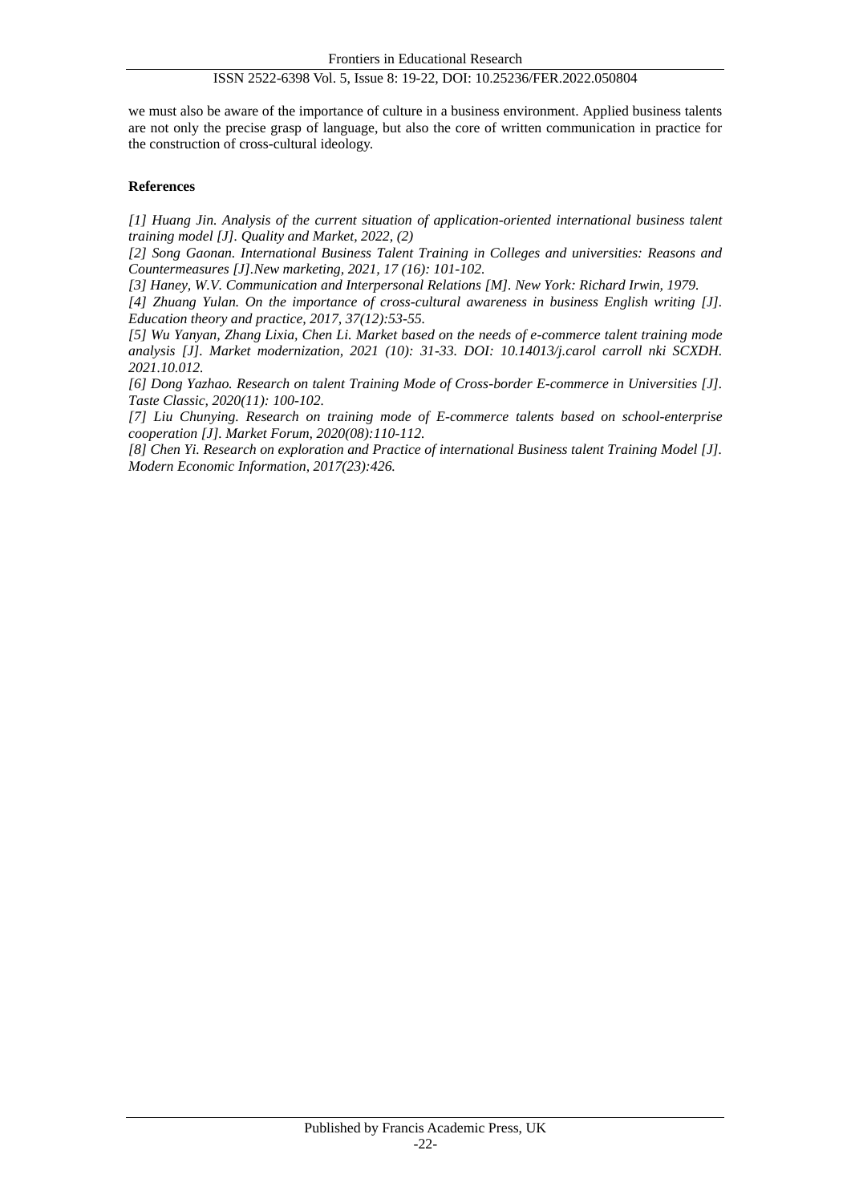we must also be aware of the importance of culture in a business environment. Applied business talents are not only the precise grasp of language, but also the core of written communication in practice for the construction of cross-cultural ideology.

## References

*[1] Huang Jin. Analysis of the current situation of application-oriented international business talent training model [J]. Quality and Market, 2022, (2)*

*[2] Song Gaonan. International Business Talent Training in Colleges and universities: Reasons and Countermeasures [J].New marketing, 2021, 17 (16): 101-102.*

*[3] Haney, W.V. Communication and Interpersonal Relations [M]. New York: Richard Irwin, 1979.*

*[4] Zhuang Yulan. On the importance of cross-cultural awareness in business English writing [J]. Education theory and practice, 2017, 37(12):53-55.*

*[5] Wu Yanyan, Zhang Lixia, Chen Li. Market based on the needs of e-commerce talent training mode analysis [J]. Market modernization, 2021 (10): 31-33. DOI: 10.14013/j.carol carroll nki SCXDH. 2021.10.012.*

*[6] Dong Yazhao. Research on talent Training Mode of Cross-border E-commerce in Universities [J]. Taste Classic, 2020(11): 100-102.*

*[7] Liu Chunying. Research on training mode of E-commerce talents based on school-enterprise cooperation [J]. Market Forum, 2020(08):110-112.*

*[8] Chen Yi. Research on exploration and Practice of international Business talent Training Model [J]. Modern Economic Information, 2017(23):426.*